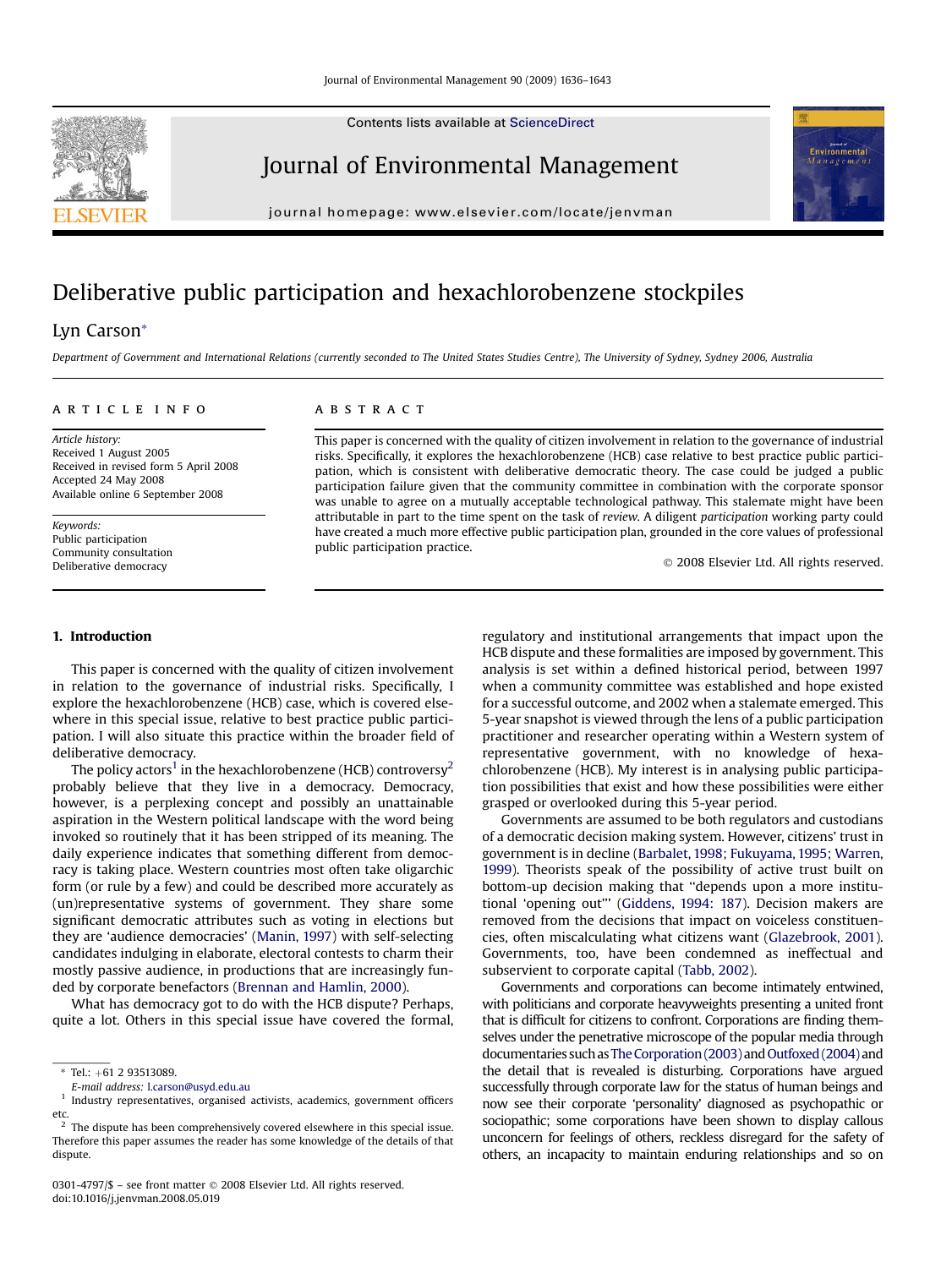Contents lists available at ScienceDirect

# Journal of Environmental Management

journal homepage: www.elsevier.com/locate/jenvman

# Deliberative public participation and hexachlorobenzene stockpiles

Lyn Carson*

*Department of Government and International Relations (currently seconded to The United States Studies Centre), The University of Sydney, Sydney 2006, Australia*

**ARTICLE INFO**

*Article history:*
Received 1 August 2005
Received in revised form 5 April 2008
Accepted 24 May 2008
Available online 6 September 2008

*Keywords:*
Public participation
Community consultation
Deliberative democracy

**ABSTRACT**

This paper is concerned with the quality of citizen involvement in relation to the governance of industrial risks. Specifically, it explores the hexachlorobenzene (HCB) case relative to best practice public participation, which is consistent with deliberative democratic theory. The case could be judged a public participation failure given that the community committee in combination with the corporate sponsor was unable to agree on a mutually acceptable technological pathway. This stalemate might have been attributable in part to the time spent on the task of *review*. A diligent *participation* working party could have created a much more effective public participation plan, grounded in the core values of professional public participation practice.

© 2008 Elsevier Ltd. All rights reserved.

## 1. Introduction

This paper is concerned with the quality of citizen involvement in relation to the governance of industrial risks. Specifically, I explore the hexachlorobenzene (HCB) case, which is covered elsewhere in this special issue, relative to best practice public participation. I will also situate this practice within the broader field of deliberative democracy.

The policy actors[1] in the hexachlorobenzene (HCB) controversy[2] probably believe that they live in a democracy. Democracy, however, is a perplexing concept and possibly an unattainable aspiration in the Western political landscape with the word being invoked so routinely that it has been stripped of its meaning. The daily experience indicates that something different from democracy is taking place. Western countries most often take oligarchic form (or rule by a few) and could be described more accurately as (un)representative systems of government. They share some significant democratic attributes such as voting in elections but they are 'audience democracies' (Manin, 1997) with self-selecting candidates indulging in elaborate, electoral contests to charm their mostly passive audience, in productions that are increasingly funded by corporate benefactors (Brennan and Hamlin, 2000).

What has democracy got to do with the HCB dispute? Perhaps, quite a lot. Others in this special issue have covered the formal, regulatory and institutional arrangements that impact upon the HCB dispute and these formalities are imposed by government. This analysis is set within a defined historical period, between 1997 when a community committee was established and hope existed for a successful outcome, and 2002 when a stalemate emerged. This 5-year snapshot is viewed through the lens of a public participation practitioner and researcher operating within a Western system of representative government, with no knowledge of hexachlorobenzene (HCB). My interest is in analysing public participation possibilities that exist and how these possibilities were either grasped or overlooked during this 5-year period.

Governments are assumed to be both regulators and custodians of a democratic decision making system. However, citizens' trust in government is in decline (Barbalet, 1998; Fukuyama, 1995; Warren, 1999). Theorists speak of the possibility of active trust built on bottom-up decision making that "depends upon a more institutional 'opening out'" (Giddens, 1994: 187). Decision makers are removed from the decisions that impact on voiceless constituencies, often miscalculating what citizens want (Glazebrook, 2001). Governments, too, have been condemned as ineffectual and subservient to corporate capital (Tabb, 2002).

Governments and corporations can become intimately entwined, with politicians and corporate heavyweights presenting a united front that is difficult for citizens to confront. Corporations are finding themselves under the penetrative microscope of the popular media through documentaries such as The Corporation (2003) and Outfoxed (2004) and the detail that is revealed is disturbing. Corporations have argued successfully through corporate law for the status of human beings and now see their corporate 'personality' diagnosed as psychopathic or sociopathic; some corporations have been shown to display callous unconcern for feelings of others, reckless disregard for the safety of others, an incapacity to maintain enduring relationships and so on

---

\* Tel.: +61 2 93513089.
E-mail address: l.carson@usyd.edu.au

[1] Industry representatives, organised activists, academics, government officers etc.

[2] The dispute has been comprehensively covered elsewhere in this special issue. Therefore this paper assumes the reader has some knowledge of the details of that dispute.

0301-4797/$ – see front matter © 2008 Elsevier Ltd. All rights reserved.
doi:10.1016/j.jenvman.2008.05.019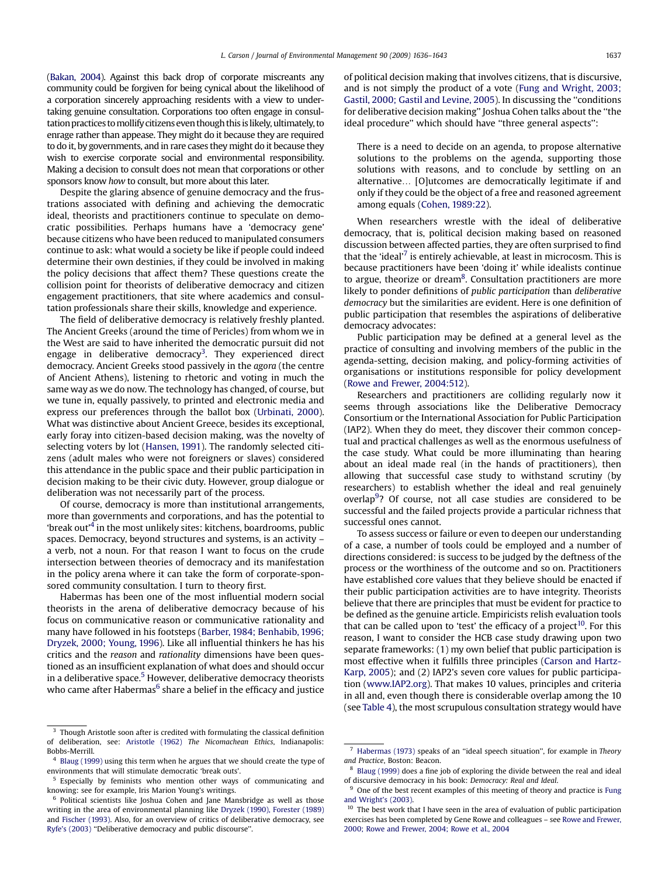(Bakan, 2004). Against this back drop of corporate miscreants any community could be forgiven for being cynical about the likelihood of a corporation sincerely approaching residents with a view to undertaking genuine consultation. Corporations too often engage in consultation practices to mollify citizens even though this is likely, ultimately, to enrage rather than appease. They might do it because they are required to do it, by governments, and in rare cases they might do it because they wish to exercise corporate social and environmental responsibility. Making a decision to consult does not mean that corporations or other sponsors know *how* to consult, but more about this later.

Despite the glaring absence of genuine democracy and the frustrations associated with defining and achieving the democratic ideal, theorists and practitioners continue to speculate on democratic possibilities. Perhaps humans have a 'democracy gene' because citizens who have been reduced to manipulated consumers continue to ask: what would a society be like if people could indeed determine their own destinies, if they could be involved in making the policy decisions that affect them? These questions create the collision point for theorists of deliberative democracy and citizen engagement practitioners, that site where academics and consultation professionals share their skills, knowledge and experience.

The field of deliberative democracy is relatively freshly planted. The Ancient Greeks (around the time of Pericles) from whom we in the West are said to have inherited the democratic pursuit did not engage in deliberative democracy[3]. They experienced direct democracy. Ancient Greeks stood passively in the *agora* (the centre of Ancient Athens), listening to rhetoric and voting in much the same way as we do now. The technology has changed, of course, but we tune in, equally passively, to printed and electronic media and express our preferences through the ballot box (Urbinati, 2000). What was distinctive about Ancient Greece, besides its exceptional, early foray into citizen-based decision making, was the novelty of selecting voters by lot (Hansen, 1991). The randomly selected citizens (adult males who were not foreigners or slaves) considered this attendance in the public space and their public participation in decision making to be their civic duty. However, group dialogue or deliberation was not necessarily part of the process.

Of course, democracy is more than institutional arrangements, more than governments and corporations, and has the potential to 'break out'[4] in the most unlikely sites: kitchens, boardrooms, public spaces. Democracy, beyond structures and systems, is an activity – a verb, not a noun. For that reason I want to focus on the crude intersection between theories of democracy and its manifestation in the policy arena where it can take the form of corporate-sponsored community consultation. I turn to theory first.

Habermas has been one of the most influential modern social theorists in the arena of deliberative democracy because of his focus on communicative reason or communicative rationality and many have followed in his footsteps (Barber, 1984; Benhabib, 1996; Dryzek, 2000; Young, 1996). Like all influential thinkers he has his critics and the *reason* and *rationality* dimensions have been questioned as an insufficient explanation of what does and should occur in a deliberative space.[5] However, deliberative democracy theorists who came after Habermas[6] share a belief in the efficacy and justice of political decision making that involves citizens, that is discursive, and is not simply the product of a vote (Fung and Wright, 2003; Gastil, 2000; Gastil and Levine, 2005). In discussing the "conditions for deliberative decision making" Joshua Cohen talks about the "the ideal procedure" which should have "three general aspects":

> There is a need to decide on an agenda, to propose alternative solutions to the problems on the agenda, supporting those solutions with reasons, and to conclude by settling on an alternative… [O]utcomes are democratically legitimate if and only if they could be the object of a free and reasoned agreement among equals (Cohen, 1989:22).

When researchers wrestle with the ideal of deliberative democracy, that is, political decision making based on reasoned discussion between affected parties, they are often surprised to find that the 'ideal'[7] is entirely achievable, at least in microcosm. This is because practitioners have been 'doing it' while idealists continue to argue, theorize or dream[8]. Consultation practitioners are more likely to ponder definitions of *public participation* than *deliberative democracy* but the similarities are evident. Here is one definition of public participation that resembles the aspirations of deliberative democracy advocates:

Public participation may be defined at a general level as the practice of consulting and involving members of the public in the agenda-setting, decision making, and policy-forming activities of organisations or institutions responsible for policy development (Rowe and Frewer, 2004:512).

Researchers and practitioners are colliding regularly now it seems through associations like the Deliberative Democracy Consortium or the International Association for Public Participation (IAP2). When they do meet, they discover their common conceptual and practical challenges as well as the enormous usefulness of the case study. What could be more illuminating than hearing about an ideal made real (in the hands of practitioners), then allowing that successful case study to withstand scrutiny (by researchers) to establish whether the ideal and real genuinely overlap[9]? Of course, not all case studies are considered to be successful and the failed projects provide a particular richness that successful ones cannot.

To assess success or failure or even to deepen our understanding of a case, a number of tools could be employed and a number of directions considered: is success to be judged by the deftness of the process or the worthiness of the outcome and so on. Practitioners have established core values that they believe should be enacted if their public participation activities are to have integrity. Theorists believe that there are principles that must be evident for practice to be defined as the genuine article. Empiricists relish evaluation tools that can be called upon to 'test' the efficacy of a project[10]. For this reason, I want to consider the HCB case study drawing upon two separate frameworks: (1) my own belief that public participation is most effective when it fulfills three principles (Carson and Hartz-Karp, 2005); and (2) IAP2's seven core values for public participation (www.IAP2.org). That makes 10 values, principles and criteria in all and, even though there is considerable overlap among the 10 (see Table 4), the most scrupulous consultation strategy would have

---

[3] Though Aristotle soon after is credited with formulating the classical definition of deliberation, see: Aristotle (1962) *The Nicomachean Ethics*, Indianapolis: Bobbs-Merrill.

[4] Blaug (1999) using this term when he argues that we should create the type of environments that will stimulate democratic 'break outs'.

[5] Especially by feminists who mention other ways of communicating and knowing: see for example, Iris Marion Young's writings.

[6] Political scientists like Joshua Cohen and Jane Mansbridge as well as those writing in the area of environmental planning like Dryzek (1990), Forester (1989) and Fischer (1993). Also, for an overview of critics of deliberative democracy, see Ryfe's (2003) "Deliberative democracy and public discourse".

[7] Habermas (1973) speaks of an "ideal speech situation", for example in *Theory and Practice*, Boston: Beacon.

[8] Blaug (1999) does a fine job of exploring the divide between the real and ideal of discursive democracy in his book: *Democracy: Real and Ideal*.

[9] One of the best recent examples of this meeting of theory and practice is Fung and Wright's (2003).

[10] The best work that I have seen in the area of evaluation of public participation exercises has been completed by Gene Rowe and colleagues – see Rowe and Frewer, 2000; Rowe and Frewer, 2004; Rowe et al., 2004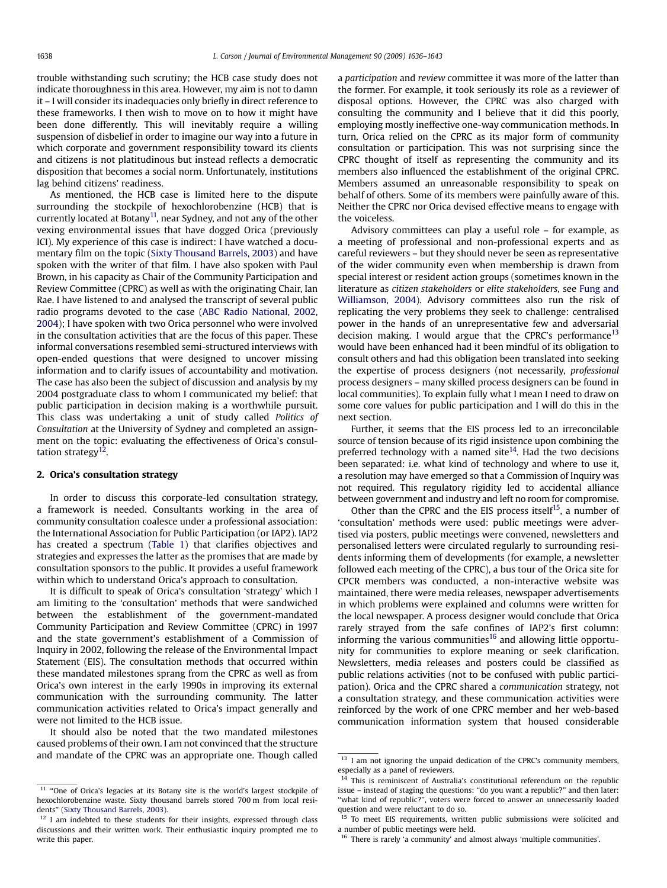trouble withstanding such scrutiny; the HCB case study does not indicate thoroughness in this area. However, my aim is not to damn it – I will consider its inadequacies only briefly in direct reference to these frameworks. I then wish to move on to how it might have been done differently. This will inevitably require a willing suspension of disbelief in order to imagine our way into a future in which corporate and government responsibility toward its clients and citizens is not platitudinous but instead reflects a democratic disposition that becomes a social norm. Unfortunately, institutions lag behind citizens' readiness.

As mentioned, the HCB case is limited here to the dispute surrounding the stockpile of hexochlorobenzine (HCB) that is currently located at Botany[11], near Sydney, and not any of the other vexing environmental issues that have dogged Orica (previously ICI). My experience of this case is indirect: I have watched a documentary film on the topic (Sixty Thousand Barrels, 2003) and have spoken with the writer of that film. I have also spoken with Paul Brown, in his capacity as Chair of the Community Participation and Review Committee (CPRC) as well as with the originating Chair, Ian Rae. I have listened to and analysed the transcript of several public radio programs devoted to the case (ABC Radio National, 2002, 2004); I have spoken with two Orica personnel who were involved in the consultation activities that are the focus of this paper. These informal conversations resembled semi-structured interviews with open-ended questions that were designed to uncover missing information and to clarify issues of accountability and motivation. The case has also been the subject of discussion and analysis by my 2004 postgraduate class to whom I communicated my belief: that public participation in decision making is a worthwhile pursuit. This class was undertaking a unit of study called *Politics of Consultation* at the University of Sydney and completed an assignment on the topic: evaluating the effectiveness of Orica's consultation strategy[12].

## 2. Orica's consultation strategy

In order to discuss this corporate-led consultation strategy, a framework is needed. Consultants working in the area of community consultation coalesce under a professional association: the International Association for Public Participation (or IAP2). IAP2 has created a spectrum (Table 1) that clarifies objectives and strategies and expresses the latter as the promises that are made by consultation sponsors to the public. It provides a useful framework within which to understand Orica's approach to consultation.

It is difficult to speak of Orica's consultation 'strategy' which I am limiting to the 'consultation' methods that were sandwiched between the establishment of the government-mandated Community Participation and Review Committee (CPRC) in 1997 and the state government's establishment of a Commission of Inquiry in 2002, following the release of the Environmental Impact Statement (EIS). The consultation methods that occurred within these mandated milestones sprang from the CPRC as well as from Orica's own interest in the early 1990s in improving its external communication with the surrounding community. The latter communication activities related to Orica's impact generally and were not limited to the HCB issue.

It should also be noted that the two mandated milestones caused problems of their own. I am not convinced that the structure and mandate of the CPRC was an appropriate one. Though called a *participation* and *review* committee it was more of the latter than the former. For example, it took seriously its role as a reviewer of disposal options. However, the CPRC was also charged with consulting the community and I believe that it did this poorly, employing mostly ineffective one-way communication methods. In turn, Orica relied on the CPRC as its major form of community consultation or participation. This was not surprising since the CPRC thought of itself as representing the community and its members also influenced the establishment of the original CPRC. Members assumed an unreasonable responsibility to speak on behalf of others. Some of its members were painfully aware of this. Neither the CPRC nor Orica devised effective means to engage with the voiceless.

Advisory committees can play a useful role – for example, as a meeting of professional and non-professional experts and as careful reviewers – but they should never be seen as representative of the wider community even when membership is drawn from special interest or resident action groups (sometimes known in the literature as *citizen stakeholders* or *elite stakeholders*, see Fung and Williamson, 2004). Advisory committees also run the risk of replicating the very problems they seek to challenge: centralised power in the hands of an unrepresentative few and adversarial decision making. I would argue that the CPRC's performance[13] would have been enhanced had it been mindful of its obligation to consult others and had this obligation been translated into seeking the expertise of process designers (not necessarily, *professional* process designers – many skilled process designers can be found in local communities). To explain fully what I mean I need to draw on some core values for public participation and I will do this in the next section.

Further, it seems that the EIS process led to an irreconcilable source of tension because of its rigid insistence upon combining the preferred technology with a named site[14]. Had the two decisions been separated: i.e. what kind of technology and where to use it, a resolution may have emerged so that a Commission of Inquiry was not required. This regulatory rigidity led to accidental alliance between government and industry and left no room for compromise.

Other than the CPRC and the EIS process itself[15], a number of 'consultation' methods were used: public meetings were advertised via posters, public meetings were convened, newsletters and personalised letters were circulated regularly to surrounding residents informing them of developments (for example, a newsletter followed each meeting of the CPRC), a bus tour of the Orica site for CPCR members was conducted, a non-interactive website was maintained, there were media releases, newspaper advertisements in which problems were explained and columns were written for the local newspaper. A process designer would conclude that Orica rarely strayed from the safe confines of IAP2's first column: informing the various communities[16] and allowing little opportunity for communities to explore meaning or seek clarification. Newsletters, media releases and posters could be classified as public relations activities (not to be confused with public participation). Orica and the CPRC shared a *communication* strategy, not a consultation strategy, and these communication activities were reinforced by the work of one CPRC member and her web-based communication information system that housed considerable

---

[11] "One of Orica's legacies at its Botany site is the world's largest stockpile of hexochlorobenzine waste. Sixty thousand barrels stored 700 m from local residents" (Sixty Thousand Barrels, 2003).

[12] I am indebted to these students for their insights, expressed through class discussions and their written work. Their enthusiastic inquiry prompted me to write this paper.

[13] I am not ignoring the unpaid dedication of the CPRC's community members, especially as a panel of reviewers.

[14] This is reminiscent of Australia's constitutional referendum on the republic issue – instead of staging the questions: "do you want a republic?" and then later: "what kind of republic?", voters were forced to answer an unnecessarily loaded question and were reluctant to do so.

[15] To meet EIS requirements, written public submissions were solicited and a number of public meetings were held.

[16] There is rarely 'a community' and almost always 'multiple communities'.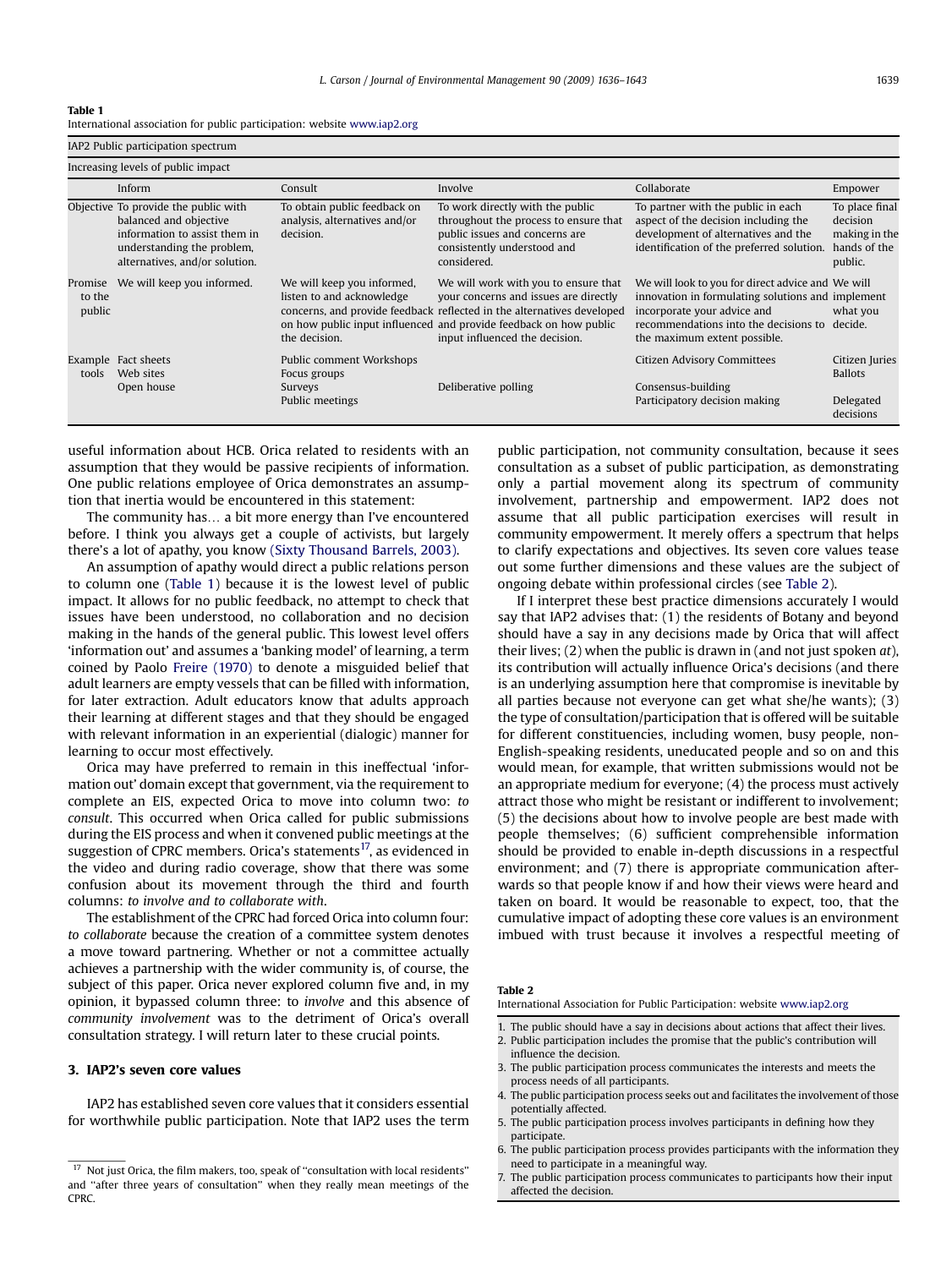**Table 1**
International association for public participation: website www.iap2.org

| IAP2 Public participation spectrum | | | | | |
|---|---|---|---|---|---|
| Increasing levels of public impact | | | | | |
| | Inform | Consult | Involve | Collaborate | Empower |
| Objective | To provide the public with balanced and objective information to assist them in understanding the problem, alternatives, and/or solution. | To obtain public feedback on analysis, alternatives and/or decision. | To work directly with the public throughout the process to ensure that public issues and concerns are consistently understood and considered. | To partner with the public in each aspect of the decision including the development of alternatives and the identification of the preferred solution. | To place final decision making in the hands of the public. |
| Promise to the public | We will keep you informed. | We will keep you informed, listen to and acknowledge concerns, and provide feedback on how public input influenced the decision. | We will work with you to ensure that your concerns and issues are directly reflected in the alternatives developed and provide feedback on how public input influenced the decision. | We will look to you for direct advice and innovation in formulating solutions and incorporate your advice and recommendations into the decisions to the maximum extent possible. | We will implement what you decide. |
| Example tools | Fact sheets<br>Web sites<br>Open house | Public comment<br>Focus groups<br>Surveys<br>Public meetings | Workshops<br>Deliberative polling | Citizen Advisory Committees<br>Consensus-building<br>Participatory decision making | Citizen Juries<br>Ballots<br>Delegated decisions |

useful information about HCB. Orica related to residents with an assumption that they would be passive recipients of information. One public relations employee of Orica demonstrates an assumption that inertia would be encountered in this statement:

The community has… a bit more energy than I've encountered before. I think you always get a couple of activists, but largely there's a lot of apathy, you know (Sixty Thousand Barrels, 2003).

An assumption of apathy would direct a public relations person to column one (Table 1) because it is the lowest level of public impact. It allows for no public feedback, no attempt to check that issues have been understood, no collaboration and no decision making in the hands of the general public. This lowest level offers 'information out' and assumes a 'banking model' of learning, a term coined by Paolo Freire (1970) to denote a misguided belief that adult learners are empty vessels that can be filled with information, for later extraction. Adult educators know that adults approach their learning at different stages and that they should be engaged with relevant information in an experiential (dialogic) manner for learning to occur most effectively.

Orica may have preferred to remain in this ineffectual 'information out' domain except that government, via the requirement to complete an EIS, expected Orica to move into column two: *to consult*. This occurred when Orica called for public submissions during the EIS process and when it convened public meetings at the suggestion of CPRC members. Orica's statements[17], as evidenced in the video and during radio coverage, show that there was some confusion about its movement through the third and fourth columns: *to involve and to collaborate with*.

The establishment of the CPRC had forced Orica into column four: *to collaborate* because the creation of a committee system denotes a move toward partnering. Whether or not a committee actually achieves a partnership with the wider community is, of course, the subject of this paper. Orica never explored column five and, in my opinion, it bypassed column three: to *involve* and this absence of *community involvement* was to the detriment of Orica's overall consultation strategy. I will return later to these crucial points.

## 3. IAP2's seven core values

IAP2 has established seven core values that it considers essential for worthwhile public participation. Note that IAP2 uses the term public participation, not community consultation, because it sees consultation as a subset of public participation, as demonstrating only a partial movement along its spectrum of community involvement, partnership and empowerment. IAP2 does not assume that all public participation exercises will result in community empowerment. It merely offers a spectrum that helps to clarify expectations and objectives. Its seven core values tease out some further dimensions and these values are the subject of ongoing debate within professional circles (see Table 2).

If I interpret these best practice dimensions accurately I would say that IAP2 advises that: (1) the residents of Botany and beyond should have a say in any decisions made by Orica that will affect their lives; (2) when the public is drawn in (and not just spoken *at*), its contribution will actually influence Orica's decisions (and there is an underlying assumption here that compromise is inevitable by all parties because not everyone can get what she/he wants); (3) the type of consultation/participation that is offered will be suitable for different constituencies, including women, busy people, non-English-speaking residents, uneducated people and so on and this would mean, for example, that written submissions would not be an appropriate medium for everyone; (4) the process must actively attract those who might be resistant or indifferent to involvement; (5) the decisions about how to involve people are best made with people themselves; (6) sufficient comprehensible information should be provided to enable in-depth discussions in a respectful environment; and (7) there is appropriate communication afterwards so that people know if and how their views were heard and taken on board. It would be reasonable to expect, too, that the cumulative impact of adopting these core values is an environment imbued with trust because it involves a respectful meeting of

**Table 2**
International Association for Public Participation: website www.iap2.org

1. The public should have a say in decisions about actions that affect their lives.
2. Public participation includes the promise that the public's contribution will influence the decision.
3. The public participation process communicates the interests and meets the process needs of all participants.
4. The public participation process seeks out and facilitates the involvement of those potentially affected.
5. The public participation process involves participants in defining how they participate.
6. The public participation process provides participants with the information they need to participate in a meaningful way.
7. The public participation process communicates to participants how their input affected the decision.

[17] Not just Orica, the film makers, too, speak of "consultation with local residents" and "after three years of consultation" when they really mean meetings of the CPRC.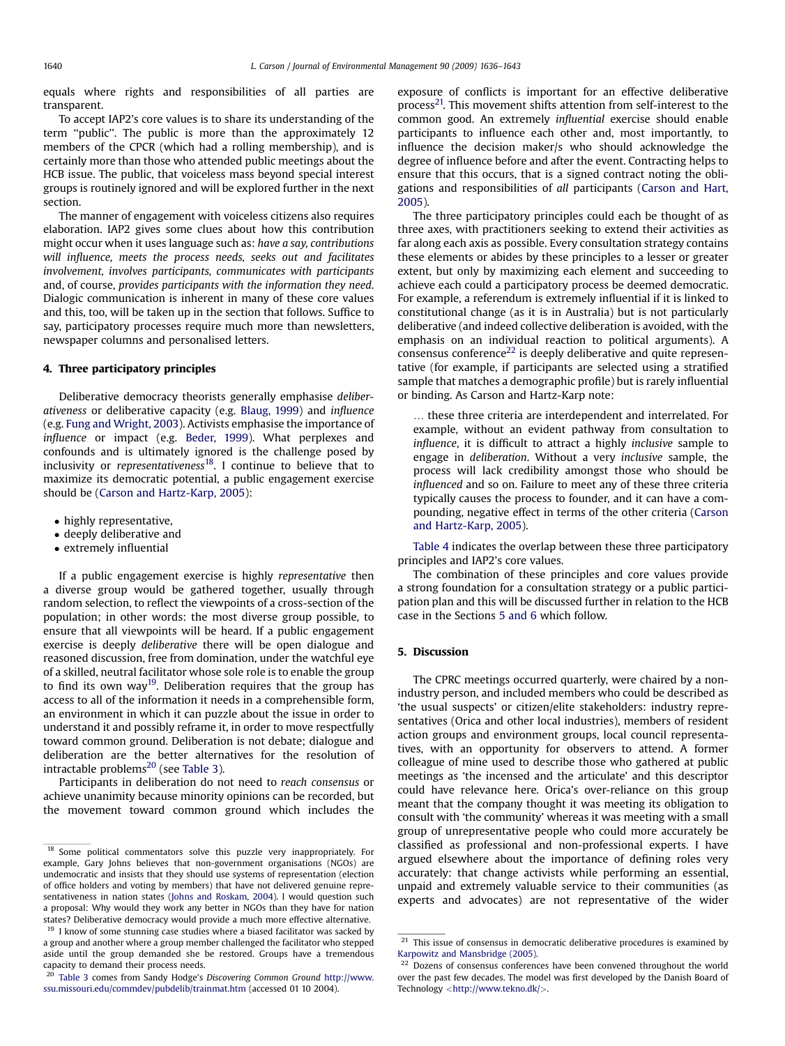equals where rights and responsibilities of all parties are transparent.

To accept IAP2's core values is to share its understanding of the term ''public''. The public is more than the approximately 12 members of the CPCR (which had a rolling membership), and is certainly more than those who attended public meetings about the HCB issue. The public, that voiceless mass beyond special interest groups is routinely ignored and will be explored further in the next section.

The manner of engagement with voiceless citizens also requires elaboration. IAP2 gives some clues about how this contribution might occur when it uses language such as: *have a say, contributions will influence, meets the process needs, seeks out and facilitates involvement, involves participants, communicates with participants* and, of course, *provides participants with the information they need*. Dialogic communication is inherent in many of these core values and this, too, will be taken up in the section that follows. Suffice to say, participatory processes require much more than newsletters, newspaper columns and personalised letters.

## 4. Three participatory principles

Deliberative democracy theorists generally emphasise *deliberativeness* or deliberative capacity (e.g. Blaug, 1999) and *influence* (e.g. Fung and Wright, 2003). Activists emphasise the importance of *influence* or impact (e.g. Beder, 1999). What perplexes and confounds and is ultimately ignored is the challenge posed by inclusivity or *representativeness*[18]. I continue to believe that to maximize its democratic potential, a public engagement exercise should be (Carson and Hartz-Karp, 2005):

- highly representative,
- deeply deliberative and
- extremely influential

If a public engagement exercise is highly *representative* then a diverse group would be gathered together, usually through random selection, to reflect the viewpoints of a cross-section of the population; in other words: the most diverse group possible, to ensure that all viewpoints will be heard. If a public engagement exercise is deeply *deliberative* there will be open dialogue and reasoned discussion, free from domination, under the watchful eye of a skilled, neutral facilitator whose sole role is to enable the group to find its own way[19]. Deliberation requires that the group has access to all of the information it needs in a comprehensible form, an environment in which it can puzzle about the issue in order to understand it and possibly reframe it, in order to move respectfully toward common ground. Deliberation is not debate; dialogue and deliberation are the better alternatives for the resolution of intractable problems[20] (see Table 3).

Participants in deliberation do not need to *reach consensus* or achieve unanimity because minority opinions can be recorded, but the movement toward common ground which includes the exposure of conflicts is important for an effective deliberative process[21]. This movement shifts attention from self-interest to the common good. An extremely *influential* exercise should enable participants to influence each other and, most importantly, to influence the decision maker/s who should acknowledge the degree of influence before and after the event. Contracting helps to ensure that this occurs, that is a signed contract noting the obligations and responsibilities of *all* participants (Carson and Hart, 2005).

The three participatory principles could each be thought of as three axes, with practitioners seeking to extend their activities as far along each axis as possible. Every consultation strategy contains these elements or abides by these principles to a lesser or greater extent, but only by maximizing each element and succeeding to achieve each could a participatory process be deemed democratic. For example, a referendum is extremely influential if it is linked to constitutional change (as it is in Australia) but is not particularly deliberative (and indeed collective deliberation is avoided, with the emphasis on an individual reaction to political arguments). A consensus conference[22] is deeply deliberative and quite representative (for example, if participants are selected using a stratified sample that matches a demographic profile) but is rarely influential or binding. As Carson and Hartz-Karp note:

> ... these three criteria are interdependent and interrelated. For example, without an evident pathway from consultation to *influence*, it is difficult to attract a highly *inclusive* sample to engage in *deliberation*. Without a very *inclusive* sample, the process will lack credibility amongst those who should be *influenced* and so on. Failure to meet any of these three criteria typically causes the process to founder, and it can have a compounding, negative effect in terms of the other criteria (Carson and Hartz-Karp, 2005).

Table 4 indicates the overlap between these three participatory principles and IAP2's core values.

The combination of these principles and core values provide a strong foundation for a consultation strategy or a public participation plan and this will be discussed further in relation to the HCB case in the Sections 5 and 6 which follow.

## 5. Discussion

The CPRC meetings occurred quarterly, were chaired by a non-industry person, and included members who could be described as 'the usual suspects' or citizen/elite stakeholders: industry representatives (Orica and other local industries), members of resident action groups and environment groups, local council representatives, with an opportunity for observers to attend. A former colleague of mine used to describe those who gathered at public meetings as 'the incensed and the articulate' and this descriptor could have relevance here. Orica's over-reliance on this group meant that the company thought it was meeting its obligation to consult with 'the community' whereas it was meeting with a small group of unrepresentative people who could more accurately be classified as professional and non-professional experts. I have argued elsewhere about the importance of defining roles very accurately: that change activists while performing an essential, unpaid and extremely valuable service to their communities (as experts and advocates) are not representative of the wider

---

[18] Some political commentators solve this puzzle very inappropriately. For example, Gary Johns believes that non-government organisations (NGOs) are undemocratic and insists that they should use systems of representation (election of office holders and voting by members) that have not delivered genuine representativeness in nation states (Johns and Roskam, 2004). I would question such a proposal: Why would they work any better in NGOs than they have for nation states? Deliberative democracy would provide a much more effective alternative.

[19] I know of some stunning case studies where a biased facilitator was sacked by a group and another where a group member challenged the facilitator who stepped aside until the group demanded she be restored. Groups have a tremendous capacity to demand their process needs.

[20] Table 3 comes from Sandy Hodge's *Discovering Common Ground* http://www.ssu.missouri.edu/commdev/pubdelib/trainmat.htm (accessed 01 10 2004).

[21] This issue of consensus in democratic deliberative procedures is examined by Karpowitz and Mansbridge (2005).

[22] Dozens of consensus conferences have been convened throughout the world over the past few decades. The model was first developed by the Danish Board of Technology <http://www.tekno.dk/>.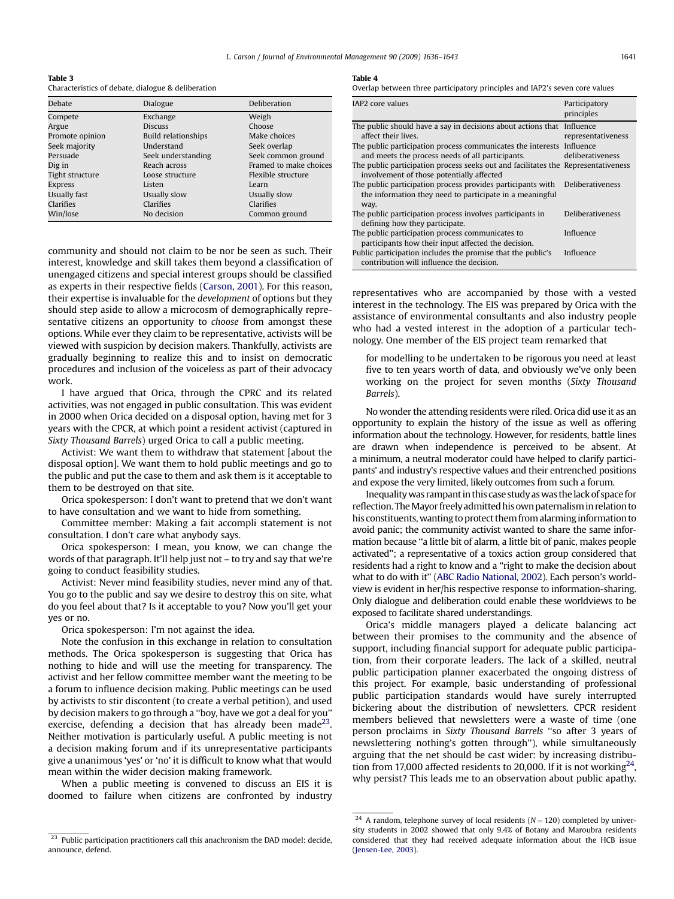**Table 3**
Characteristics of debate, dialogue & deliberation

| Debate | Dialogue | Deliberation |
|---|---|---|
| Compete | Exchange | Weigh |
| Argue | Discuss | Choose |
| Promote opinion | Build relationships | Make choices |
| Seek majority | Understand | Seek overlap |
| Persuade | Seek understanding | Seek common ground |
| Dig in | Reach across | Framed to make choices |
| Tight structure | Loose structure | Flexible structure |
| Express | Listen | Learn |
| Usually fast | Usually slow | Usually slow |
| Clarifies | Clarifies | Clarifies |
| Win/lose | No decision | Common ground |

**Table 4**
Overlap between three participatory principles and IAP2's seven core values

| IAP2 core values | Participatory principles |
|---|---|
| The public should have a say in decisions about actions that affect their lives. | Influence representativeness |
| The public participation process communicates the interests and meets the process needs of all participants. | Influence deliberativeness |
| The public participation process seeks out and facilitates the involvement of those potentially affected | Representativeness |
| The public participation process provides participants with the information they need to participate in a meaningful way. | Deliberativeness |
| The public participation process involves participants in defining how they participate. | Deliberativeness |
| The public participation process communicates to participants how their input affected the decision. | Influence |
| Public participation includes the promise that the public's contribution will influence the decision. | Influence |

community and should not claim to be nor be seen as such. Their interest, knowledge and skill takes them beyond a classification of unengaged citizens and special interest groups should be classified as experts in their respective fields (Carson, 2001). For this reason, their expertise is invaluable for the *development* of options but they should step aside to allow a microcosm of demographically representative citizens an opportunity to *choose* from amongst these options. While ever they claim to be representative, activists will be viewed with suspicion by decision makers. Thankfully, activists are gradually beginning to realize this and to insist on democratic procedures and inclusion of the voiceless as part of their advocacy work.

I have argued that Orica, through the CPRC and its related activities, was not engaged in public consultation. This was evident in 2000 when Orica decided on a disposal option, having met for 3 years with the CPCR, at which point a resident activist (captured in *Sixty Thousand Barrels*) urged Orica to call a public meeting.

Activist: We want them to withdraw that statement [about the disposal option]. We want them to hold public meetings and go to the public and put the case to them and ask them is it acceptable to them to be destroyed on that site.

Orica spokesperson: I don't want to pretend that we don't want to have consultation and we want to hide from something.

Committee member: Making a fait accompli statement is not consultation. I don't care what anybody says.

Orica spokesperson: I mean, you know, we can change the words of that paragraph. It'll help just not – to try and say that we're going to conduct feasibility studies.

Activist: Never mind feasibility studies, never mind any of that. You go to the public and say we desire to destroy this on site, what do you feel about that? Is it acceptable to you? Now you'll get your yes or no.

Orica spokesperson: I'm not against the idea.

Note the confusion in this exchange in relation to consultation methods. The Orica spokesperson is suggesting that Orica has nothing to hide and will use the meeting for transparency. The activist and her fellow committee member want the meeting to be a forum to influence decision making. Public meetings can be used by activists to stir discontent (to create a verbal petition), and used by decision makers to go through a "boy, have we got a deal for you" exercise, defending a decision that has already been made[23]. Neither motivation is particularly useful. A public meeting is not a decision making forum and if its unrepresentative participants give a unanimous 'yes' or 'no' it is difficult to know what that would mean within the wider decision making framework.

When a public meeting is convened to discuss an EIS it is doomed to failure when citizens are confronted by industry representatives who are accompanied by those with a vested interest in the technology. The EIS was prepared by Orica with the assistance of environmental consultants and also industry people who had a vested interest in the adoption of a particular technology. One member of the EIS project team remarked that

> for modelling to be undertaken to be rigorous you need at least five to ten years worth of data, and obviously we've only been working on the project for seven months (*Sixty Thousand Barrels*).

No wonder the attending residents were riled. Orica did use it as an opportunity to explain the history of the issue as well as offering information about the technology. However, for residents, battle lines are drawn when independence is perceived to be absent. At a minimum, a neutral moderator could have helped to clarify participants' and industry's respective values and their entrenched positions and expose the very limited, likely outcomes from such a forum.

Inequality was rampant in this case study as was the lack of space for reflection. The Mayor freely admitted his own paternalism in relation to his constituents, wanting to protect them from alarming information to avoid panic; the community activist wanted to share the same information because "a little bit of alarm, a little bit of panic, makes people activated"; a representative of a toxics action group considered that residents had a right to know and a "right to make the decision about what to do with it" (ABC Radio National, 2002). Each person's worldview is evident in her/his respective response to information-sharing. Only dialogue and deliberation could enable these worldviews to be exposed to facilitate shared understandings.

Orica's middle managers played a delicate balancing act between their promises to the community and the absence of support, including financial support for adequate public participation, from their corporate leaders. The lack of a skilled, neutral public participation planner exacerbated the ongoing distress of this project. For example, basic understanding of professional public participation standards would have surely interrupted bickering about the distribution of newsletters. CPCR resident members believed that newsletters were a waste of time (one person proclaims in *Sixty Thousand Barrels* "so after 3 years of newslettering nothing's gotten through"), while simultaneously arguing that the net should be cast wider: by increasing distribution from 17,000 affected residents to 20,000. If it is not working[24], why persist? This leads me to an observation about public apathy.

---

[23] Public participation practitioners call this anachronism the DAD model: decide, announce, defend.

[24] A random, telephone survey of local residents ($N = 120$) completed by university students in 2002 showed that only 9.4% of Botany and Maroubra residents considered that they had received adequate information about the HCB issue (Jensen-Lee, 2003).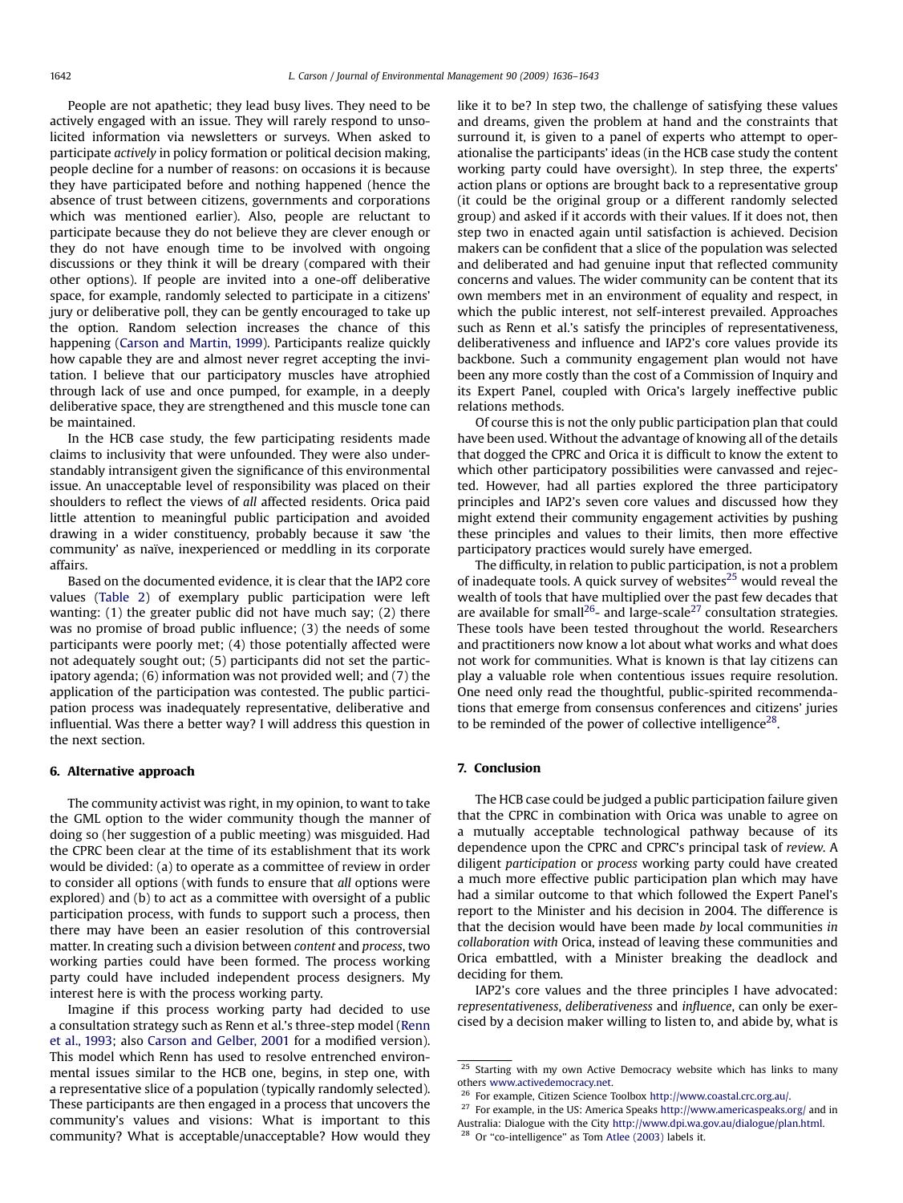People are not apathetic; they lead busy lives. They need to be actively engaged with an issue. They will rarely respond to unsolicited information via newsletters or surveys. When asked to participate *actively* in policy formation or political decision making, people decline for a number of reasons: on occasions it is because they have participated before and nothing happened (hence the absence of trust between citizens, governments and corporations which was mentioned earlier). Also, people are reluctant to participate because they do not believe they are clever enough or they do not have enough time to be involved with ongoing discussions or they think it will be dreary (compared with their other options). If people are invited into a one-off deliberative space, for example, randomly selected to participate in a citizens' jury or deliberative poll, they can be gently encouraged to take up the option. Random selection increases the chance of this happening (Carson and Martin, 1999). Participants realize quickly how capable they are and almost never regret accepting the invitation. I believe that our participatory muscles have atrophied through lack of use and once pumped, for example, in a deeply deliberative space, they are strengthened and this muscle tone can be maintained.

In the HCB case study, the few participating residents made claims to inclusivity that were unfounded. They were also understandably intransigent given the significance of this environmental issue. An unacceptable level of responsibility was placed on their shoulders to reflect the views of *all* affected residents. Orica paid little attention to meaningful public participation and avoided drawing in a wider constituency, probably because it saw 'the community' as naïve, inexperienced or meddling in its corporate affairs.

Based on the documented evidence, it is clear that the IAP2 core values (Table 2) of exemplary public participation were left wanting: (1) the greater public did not have much say; (2) there was no promise of broad public influence; (3) the needs of some participants were poorly met; (4) those potentially affected were not adequately sought out; (5) participants did not set the participatory agenda; (6) information was not provided well; and (7) the application of the participation was contested. The public participation process was inadequately representative, deliberative and influential. Was there a better way? I will address this question in the next section.

## 6. Alternative approach

The community activist was right, in my opinion, to want to take the GML option to the wider community though the manner of doing so (her suggestion of a public meeting) was misguided. Had the CPRC been clear at the time of its establishment that its work would be divided: (a) to operate as a committee of review in order to consider all options (with funds to ensure that *all* options were explored) and (b) to act as a committee with oversight of a public participation process, with funds to support such a process, then there may have been an easier resolution of this controversial matter. In creating such a division between *content* and *process*, two working parties could have been formed. The process working party could have included independent process designers. My interest here is with the process working party.

Imagine if this process working party had decided to use a consultation strategy such as Renn et al.'s three-step model (Renn et al., 1993; also Carson and Gelber, 2001 for a modified version). This model which Renn has used to resolve entrenched environmental issues similar to the HCB one, begins, in step one, with a representative slice of a population (typically randomly selected). These participants are then engaged in a process that uncovers the community's values and visions: What is important to this community? What is acceptable/unacceptable? How would they like it to be? In step two, the challenge of satisfying these values and dreams, given the problem at hand and the constraints that surround it, is given to a panel of experts who attempt to operationalise the participants' ideas (in the HCB case study the content working party could have oversight). In step three, the experts' action plans or options are brought back to a representative group (it could be the original group or a different randomly selected group) and asked if it accords with their values. If it does not, then step two in enacted again until satisfaction is achieved. Decision makers can be confident that a slice of the population was selected and deliberated and had genuine input that reflected community concerns and values. The wider community can be content that its own members met in an environment of equality and respect, in which the public interest, not self-interest prevailed. Approaches such as Renn et al.'s satisfy the principles of representativeness, deliberativeness and influence and IAP2's core values provide its backbone. Such a community engagement plan would not have been any more costly than the cost of a Commission of Inquiry and its Expert Panel, coupled with Orica's largely ineffective public relations methods.

Of course this is not the only public participation plan that could have been used. Without the advantage of knowing all of the details that dogged the CPRC and Orica it is difficult to know the extent to which other participatory possibilities were canvassed and rejected. However, had all parties explored the three participatory principles and IAP2's seven core values and discussed how they might extend their community engagement activities by pushing these principles and values to their limits, then more effective participatory practices would surely have emerged.

The difficulty, in relation to public participation, is not a problem of inadequate tools. A quick survey of websites[25] would reveal the wealth of tools that have multiplied over the past few decades that are available for small[26]- and large-scale[27] consultation strategies. These tools have been tested throughout the world. Researchers and practitioners now know a lot about what works and what does not work for communities. What is known is that lay citizens can play a valuable role when contentious issues require resolution. One need only read the thoughtful, public-spirited recommendations that emerge from consensus conferences and citizens' juries to be reminded of the power of collective intelligence[28].

## 7. Conclusion

The HCB case could be judged a public participation failure given that the CPRC in combination with Orica was unable to agree on a mutually acceptable technological pathway because of its dependence upon the CPRC and CPRC's principal task of *review*. A diligent *participation* or *process* working party could have created a much more effective public participation plan which may have had a similar outcome to that which followed the Expert Panel's report to the Minister and his decision in 2004. The difference is that the decision would have been made *by* local communities *in collaboration with* Orica, instead of leaving these communities and Orica embattled, with a Minister breaking the deadlock and deciding for them.

IAP2's core values and the three principles I have advocated: *representativeness*, *deliberativeness* and *influence*, can only be exercised by a decision maker willing to listen to, and abide by, what is

---

[25] Starting with my own Active Democracy website which has links to many others www.activedemocracy.net.

[26] For example, Citizen Science Toolbox http://www.coastal.crc.org.au/.

[27] For example, in the US: America Speaks http://www.americaspeaks.org/ and in Australia: Dialogue with the City http://www.dpi.wa.gov.au/dialogue/plan.html.

[28] Or "co-intelligence" as Tom Atlee (2003) labels it.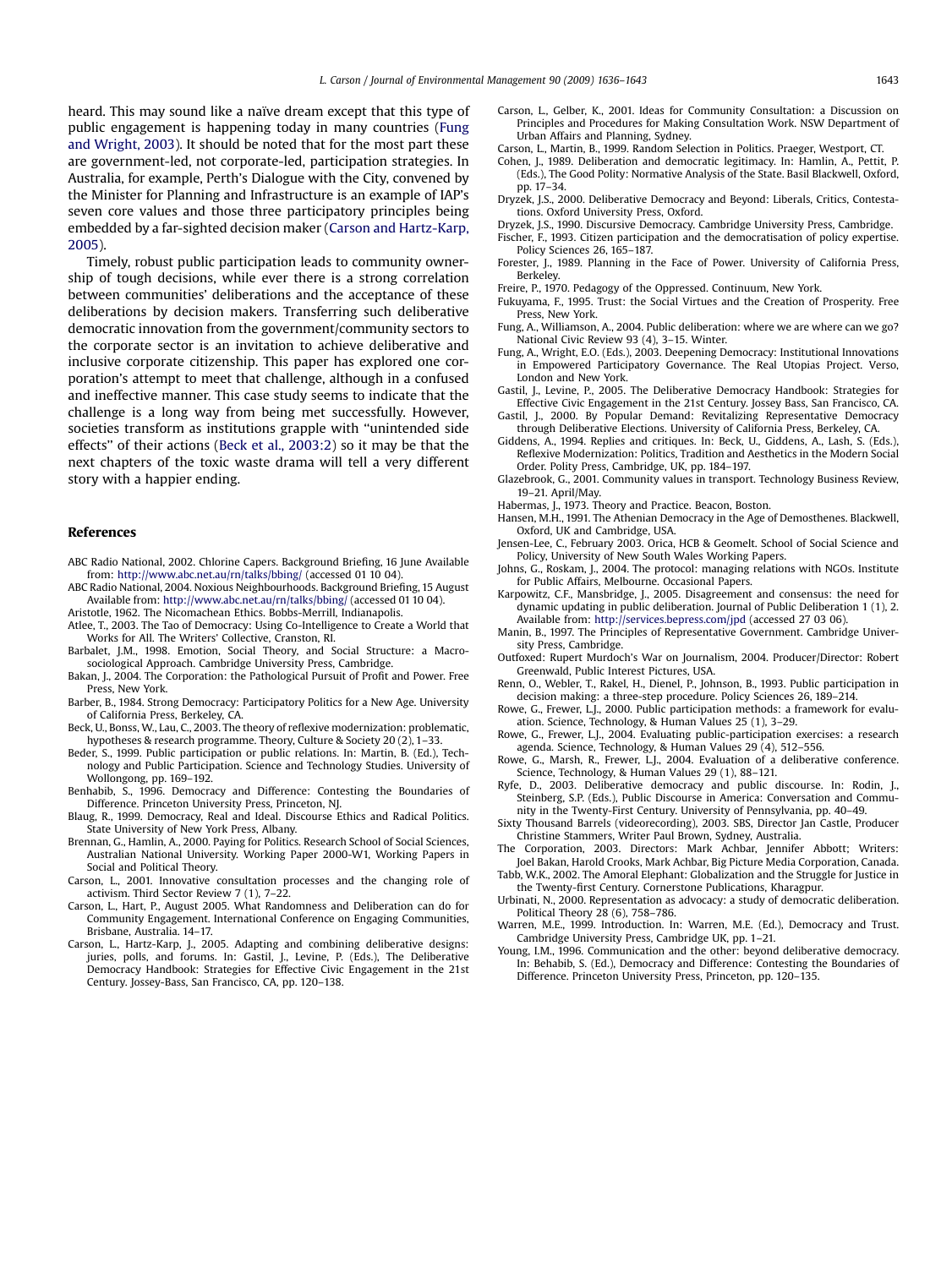heard. This may sound like a naïve dream except that this type of public engagement is happening today in many countries (Fung and Wright, 2003). It should be noted that for the most part these are government-led, not corporate-led, participation strategies. In Australia, for example, Perth's Dialogue with the City, convened by the Minister for Planning and Infrastructure is an example of IAP's seven core values and those three participatory principles being embedded by a far-sighted decision maker (Carson and Hartz-Karp, 2005).

Timely, robust public participation leads to community ownership of tough decisions, while ever there is a strong correlation between communities' deliberations and the acceptance of these deliberations by decision makers. Transferring such deliberative democratic innovation from the government/community sectors to the corporate sector is an invitation to achieve deliberative and inclusive corporate citizenship. This paper has explored one corporation's attempt to meet that challenge, although in a confused and ineffective manner. This case study seems to indicate that the challenge is a long way from being met successfully. However, societies transform as institutions grapple with "unintended side effects" of their actions (Beck et al., 2003:2) so it may be that the next chapters of the toxic waste drama will tell a very different story with a happier ending.

## References

ABC Radio National, 2002. Chlorine Capers. Background Briefing, 16 June Available from: http://www.abc.net.au/rn/talks/bbing/ (accessed 01 10 04).

ABC Radio National, 2004. Noxious Neighbourhoods. Background Briefing, 15 August Available from: http://www.abc.net.au/rn/talks/bbing/ (accessed 01 10 04).

Aristotle, 1962. The Nicomachean Ethics. Bobbs-Merrill, Indianapolis.

Atlee, T., 2003. The Tao of Democracy: Using Co-Intelligence to Create a World that Works for All. The Writers' Collective, Cranston, RI.

Barbalet, J.M., 1998. Emotion, Social Theory, and Social Structure: a Macro-sociological Approach. Cambridge University Press, Cambridge.

Bakan, J., 2004. The Corporation: the Pathological Pursuit of Profit and Power. Free Press, New York.

Barber, B., 1984. Strong Democracy: Participatory Politics for a New Age. University of California Press, Berkeley, CA.

Beck, U., Bonss, W., Lau, C., 2003. The theory of reflexive modernization: problematic, hypotheses & research programme. Theory, Culture & Society 20 (2), 1–33.

Beder, S., 1999. Public participation or public relations. In: Martin, B. (Ed.), Technology and Public Participation. Science and Technology Studies. University of Wollongong, pp. 169–192.

Benhabib, S., 1996. Democracy and Difference: Contesting the Boundaries of Difference. Princeton University Press, Princeton, NJ.

Blaug, R., 1999. Democracy, Real and Ideal. Discourse Ethics and Radical Politics. State University of New York Press, Albany.

Brennan, G., Hamlin, A., 2000. Paying for Politics. Research School of Social Sciences, Australian National University. Working Paper 2000-W1, Working Papers in Social and Political Theory.

Carson, L., 2001. Innovative consultation processes and the changing role of activism. Third Sector Review 7 (1), 7–22.

Carson, L., Hart, P., August 2005. What Randomness and Deliberation can do for Community Engagement. International Conference on Engaging Communities, Brisbane, Australia. 14–17.

Carson, L., Hartz-Karp, J., 2005. Adapting and combining deliberative designs: juries, polls, and forums. In: Gastil, J., Levine, P. (Eds.), The Deliberative Democracy Handbook: Strategies for Effective Civic Engagement in the 21st Century. Jossey-Bass, San Francisco, CA, pp. 120–138.

Carson, L., Gelber, K., 2001. Ideas for Community Consultation: a Discussion on Principles and Procedures for Making Consultation Work. NSW Department of Urban Affairs and Planning, Sydney.

Carson, L., Martin, B., 1999. Random Selection in Politics. Praeger, Westport, CT.

Cohen, J., 1989. Deliberation and democratic legitimacy. In: Hamlin, A., Pettit, P. (Eds.), The Good Polity: Normative Analysis of the State. Basil Blackwell, Oxford, pp. 17–34.

Dryzek, J.S., 2000. Deliberative Democracy and Beyond: Liberals, Critics, Contestations. Oxford University Press, Oxford.

Dryzek, J.S., 1990. Discursive Democracy. Cambridge University Press, Cambridge.

Fischer, F., 1993. Citizen participation and the democratisation of policy expertise. Policy Sciences 26, 165–187.

Forester, J., 1989. Planning in the Face of Power. University of California Press, Berkeley.

Freire, P., 1970. Pedagogy of the Oppressed. Continuum, New York.

Fukuyama, F., 1995. Trust: the Social Virtues and the Creation of Prosperity. Free Press, New York.

Fung, A., Williamson, A., 2004. Public deliberation: where we are where can we go? National Civic Review 93 (4), 3–15. Winter.

Fung, A., Wright, E.O. (Eds.), 2003. Deepening Democracy: Institutional Innovations in Empowered Participatory Governance. The Real Utopias Project. Verso, London and New York.

Gastil, J., Levine, P., 2005. The Deliberative Democracy Handbook: Strategies for Effective Civic Engagement in the 21st Century. Jossey Bass, San Francisco, CA.

Gastil, J., 2000. By Popular Demand: Revitalizing Representative Democracy through Deliberative Elections. University of California Press, Berkeley, CA.

Giddens, A., 1994. Replies and critiques. In: Beck, U., Giddens, A., Lash, S. (Eds.), Reflexive Modernization: Politics, Tradition and Aesthetics in the Modern Social Order. Polity Press, Cambridge, UK, pp. 184–197.

Glazebrook, G., 2001. Community values in transport. Technology Business Review, 19–21. April/May.

Habermas, J., 1973. Theory and Practice. Beacon, Boston.

Hansen, M.H., 1991. The Athenian Democracy in the Age of Demosthenes. Blackwell, Oxford, UK and Cambridge, USA.

Jensen-Lee, C., February 2003. Orica, HCB & Geomelt. School of Social Science and Policy, University of New South Wales Working Papers.

Johns, G., Roskam, J., 2005. The protocol: managing relations with NGOs. Institute for Public Affairs, Melbourne. Occasional Papers.

Karpowitz, C.F., Mansbridge, J., 2005. Disagreement and consensus: the need for dynamic updating in public deliberation. Journal of Public Deliberation 1 (1), 2. Available from: http://services.bepress.com/jpd (accessed 27 03 06).

Manin, B., 1997. The Principles of Representative Government. Cambridge University Press, Cambridge.

Outfoxed: Rupert Murdoch's War on Journalism, 2004. Producer/Director: Robert Greenwald, Public Interest Pictures, USA.

Renn, O., Webler, T., Rakel, H., Dienel, P., Johnson, B., 1993. Public participation in decision making: a three-step procedure. Policy Sciences 26, 189–214.

Rowe, G., Frewer, L.J., 2000. Public participation methods: a framework for evaluation. Science, Technology, & Human Values 25 (1), 3–29.

Rowe, G., Frewer, L.J., 2004. Evaluating public-participation exercises: a research agenda. Science, Technology, & Human Values 29 (4), 512–556.

Rowe, G., Marsh, R., Frewer, L.J., 2004. Evaluation of a deliberative conference. Science, Technology, & Human Values 29 (1), 88–121.

Ryfe, D., 2003. Deliberative democracy and public discourse. In: Rodin, J., Steinberg, S.P. (Eds.), Public Discourse in America: Conversation and Community in the Twenty-First Century. University of Pennsylvania, pp. 40–49.

Sixty Thousand Barrels (videorecording), 2003. SBS, Director Jan Castle, Producer Christine Stammers, Writer Paul Brown, Sydney, Australia.

The Corporation, 2003. Directors: Mark Achbar, Jennifer Abbott; Writers: Joel Bakan, Harold Crooks, Mark Achbar, Big Picture Media Corporation, Canada.

Tabb, W.K., 2002. The Amoral Elephant: Globalization and the Struggle for Justice in the Twenty-first Century. Cornerstone Publications, Kharagpur.

Urbinati, N., 2000. Representation as advocacy: a study of democratic deliberation. Political Theory 28 (6), 758–786.

Warren, M.E., 1999. Introduction. In: Warren, M.E. (Ed.), Democracy and Trust. Cambridge University Press, Cambridge UK, pp. 1–21.

Young, I.M., 1996. Communication and the other: beyond deliberative democracy. In: Behabib, S. (Ed.), Democracy and Difference: Contesting the Boundaries of Difference. Princeton University Press, Princeton, pp. 120–135.